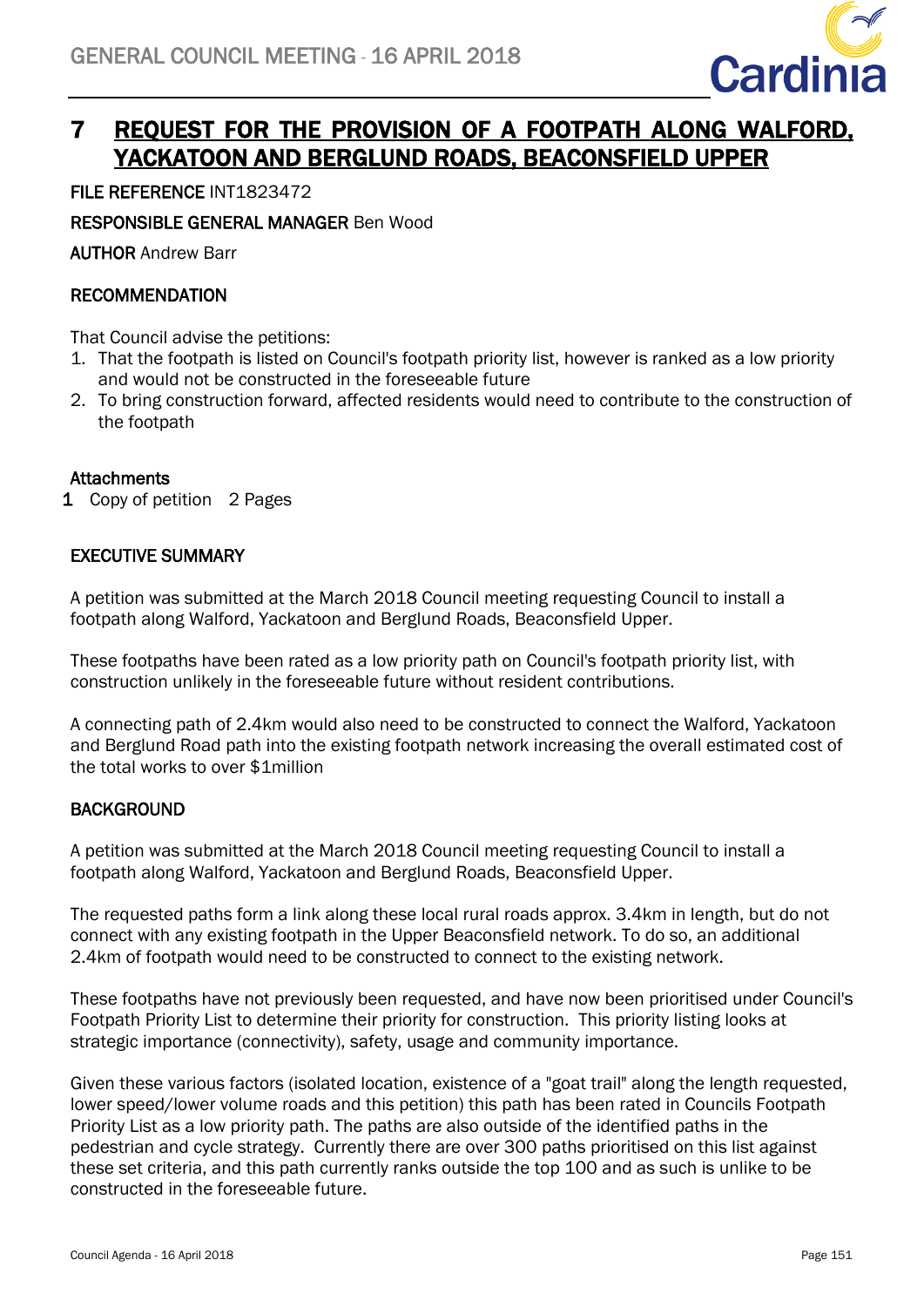# 7 REQUEST FOR THE PROVISION OF A FOOTPATH ALONG WALFORD, YACKATOON AND BERGLUND ROADS, BEACONSFIELD UPPER

**FILE REFERENCE** INT1823472

**RESPONSIBLE GENERAL MANAGER** Ben Wood

**AUTHOR** Andrew Barr

## RECOMMENDATION

That Council advise the petitions:

1. That the footpath is listed on Council's footpath priority list, however is ranked as a low priority and would not be constructed in the foreseeable future
2. To bring construction forward, affected residents would need to contribute to the construction of the footpath

**Attachments**

1 Copy of petition 2 Pages

## EXECUTIVE SUMMARY

A petition was submitted at the March 2018 Council meeting requesting Council to install a footpath along Walford, Yackatoon and Berglund Roads, Beaconsfield Upper.

These footpaths have been rated as a low priority path on Council's footpath priority list, with construction unlikely in the foreseeable future without resident contributions.

A connecting path of 2.4km would also need to be constructed to connect the Walford, Yackatoon and Berglund Road path into the existing footpath network increasing the overall estimated cost of the total works to over $1million

## BACKGROUND

A petition was submitted at the March 2018 Council meeting requesting Council to install a footpath along Walford, Yackatoon and Berglund Roads, Beaconsfield Upper.

The requested paths form a link along these local rural roads approx. 3.4km in length, but do not connect with any existing footpath in the Upper Beaconsfield network. To do so, an additional 2.4km of footpath would need to be constructed to connect to the existing network.

These footpaths have not previously been requested, and have now been prioritised under Council's Footpath Priority List to determine their priority for construction. This priority listing looks at strategic importance (connectivity), safety, usage and community importance.

Given these various factors (isolated location, existence of a "goat trail" along the length requested, lower speed/lower volume roads and this petition) this path has been rated in Councils Footpath Priority List as a low priority path. The paths are also outside of the identified paths in the pedestrian and cycle strategy. Currently there are over 300 paths prioritised on this list against these set criteria, and this path currently ranks outside the top 100 and as such is unlike to be constructed in the foreseeable future.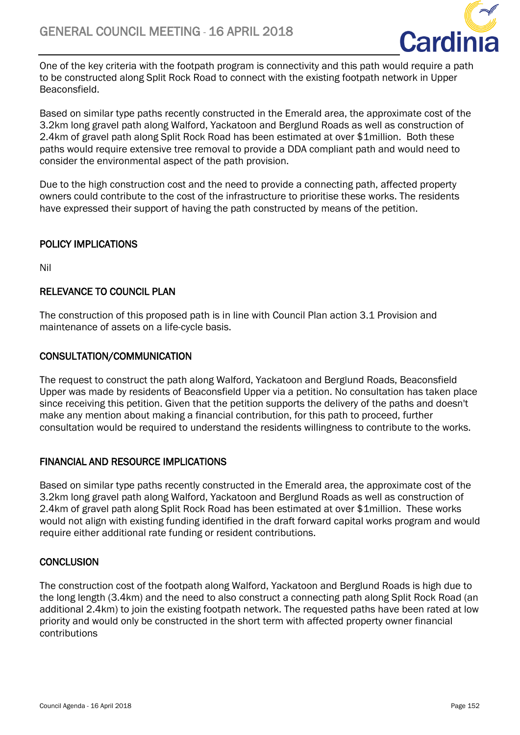One of the key criteria with the footpath program is connectivity and this path would require a path to be constructed along Split Rock Road to connect with the existing footpath network in Upper Beaconsfield.

Based on similar type paths recently constructed in the Emerald area, the approximate cost of the 3.2km long gravel path along Walford, Yackatoon and Berglund Roads as well as construction of 2.4km of gravel path along Split Rock Road has been estimated at over $1million. Both these paths would require extensive tree removal to provide a DDA compliant path and would need to consider the environmental aspect of the path provision.

Due to the high construction cost and the need to provide a connecting path, affected property owners could contribute to the cost of the infrastructure to prioritise these works. The residents have expressed their support of having the path constructed by means of the petition.

## POLICY IMPLICATIONS

Nil

## RELEVANCE TO COUNCIL PLAN

The construction of this proposed path is in line with Council Plan action 3.1 Provision and maintenance of assets on a life-cycle basis.

## CONSULTATION/COMMUNICATION

The request to construct the path along Walford, Yackatoon and Berglund Roads, Beaconsfield Upper was made by residents of Beaconsfield Upper via a petition. No consultation has taken place since receiving this petition. Given that the petition supports the delivery of the paths and doesn't make any mention about making a financial contribution, for this path to proceed, further consultation would be required to understand the residents willingness to contribute to the works.

## FINANCIAL AND RESOURCE IMPLICATIONS

Based on similar type paths recently constructed in the Emerald area, the approximate cost of the 3.2km long gravel path along Walford, Yackatoon and Berglund Roads as well as construction of 2.4km of gravel path along Split Rock Road has been estimated at over $1million. These works would not align with existing funding identified in the draft forward capital works program and would require either additional rate funding or resident contributions.

## CONCLUSION

The construction cost of the footpath along Walford, Yackatoon and Berglund Roads is high due to the long length (3.4km) and the need to also construct a connecting path along Split Rock Road (an additional 2.4km) to join the existing footpath network. The requested paths have been rated at low priority and would only be constructed in the short term with affected property owner financial contributions